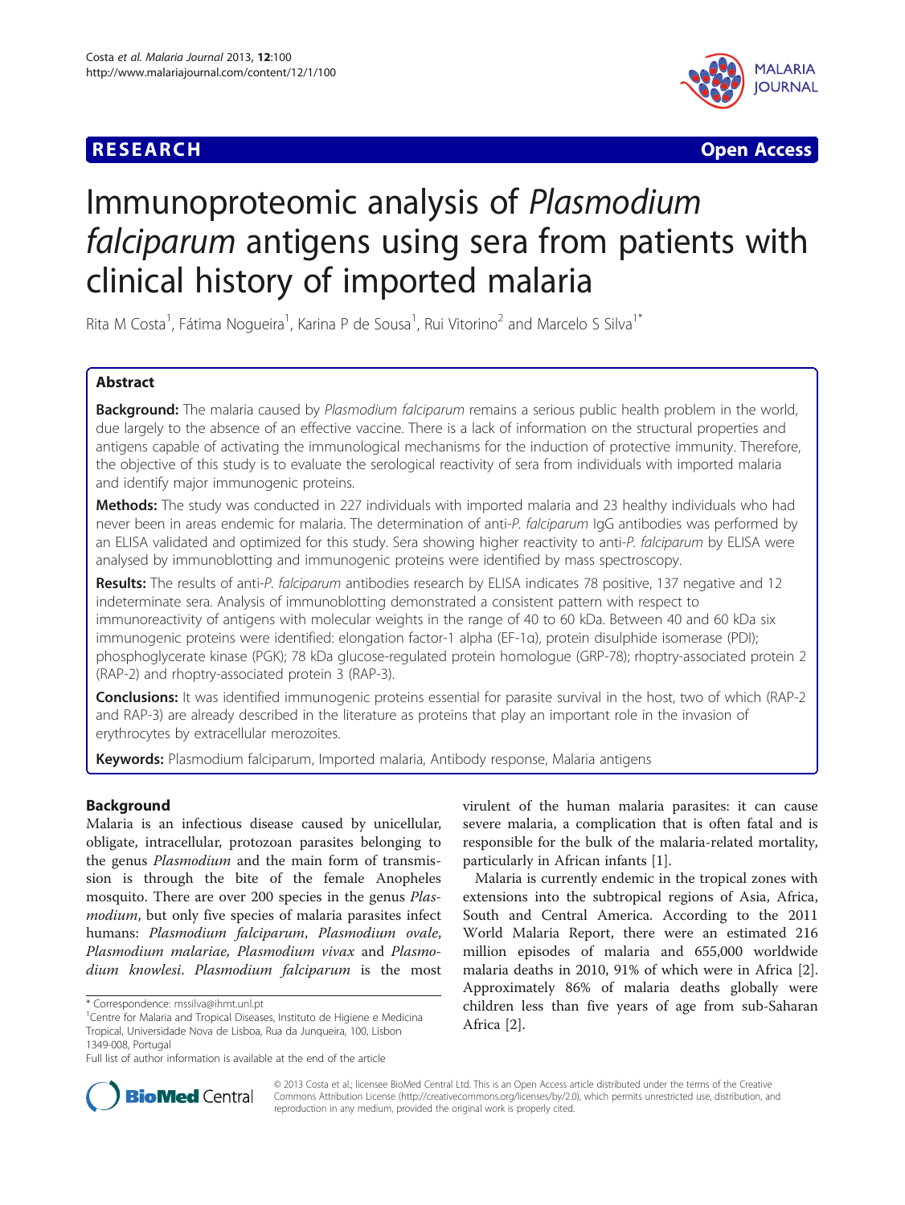**RESEARCH** **Open Access**

# Immunoproteomic analysis of *Plasmodium falciparum* antigens using sera from patients with clinical history of imported malaria

Rita M Costa[1], Fátima Nogueira[1], Karina P de Sousa[1], Rui Vitorino[2] and Marcelo S Silva[1*]

## Abstract

**Background:** The malaria caused by *Plasmodium falciparum* remains a serious public health problem in the world, due largely to the absence of an effective vaccine. There is a lack of information on the structural properties and antigens capable of activating the immunological mechanisms for the induction of protective immunity. Therefore, the objective of this study is to evaluate the serological reactivity of sera from individuals with imported malaria and identify major immunogenic proteins.

**Methods:** The study was conducted in 227 individuals with imported malaria and 23 healthy individuals who had never been in areas endemic for malaria. The determination of anti-*P. falciparum* IgG antibodies was performed by an ELISA validated and optimized for this study. Sera showing higher reactivity to anti-*P. falciparum* by ELISA were analysed by immunoblotting and immunogenic proteins were identified by mass spectroscopy.

**Results:** The results of anti-*P. falciparum* antibodies research by ELISA indicates 78 positive, 137 negative and 12 indeterminate sera. Analysis of immunoblotting demonstrated a consistent pattern with respect to immunoreactivity of antigens with molecular weights in the range of 40 to 60 kDa. Between 40 and 60 kDa six immunogenic proteins were identified: elongation factor-1 alpha (EF-1α), protein disulphide isomerase (PDI); phosphoglycerate kinase (PGK); 78 kDa glucose-regulated protein homologue (GRP-78); rhoptry-associated protein 2 (RAP-2) and rhoptry-associated protein 3 (RAP-3).

**Conclusions:** It was identified immunogenic proteins essential for parasite survival in the host, two of which (RAP-2 and RAP-3) are already described in the literature as proteins that play an important role in the invasion of erythrocytes by extracellular merozoites.

**Keywords:** Plasmodium falciparum, Imported malaria, Antibody response, Malaria antigens

## Background

Malaria is an infectious disease caused by unicellular, obligate, intracellular, protozoan parasites belonging to the genus *Plasmodium* and the main form of transmission is through the bite of the female Anopheles mosquito. There are over 200 species in the genus *Plasmodium*, but only five species of malaria parasites infect humans: *Plasmodium falciparum*, *Plasmodium ovale*, *Plasmodium malariae, Plasmodium vivax* and *Plasmodium knowlesi*. *Plasmodium falciparum* is the most virulent of the human malaria parasites: it can cause severe malaria, a complication that is often fatal and is responsible for the bulk of the malaria-related mortality, particularly in African infants [1].

Malaria is currently endemic in the tropical zones with extensions into the subtropical regions of Asia, Africa, South and Central America. According to the 2011 World Malaria Report, there were an estimated 216 million episodes of malaria and 655,000 worldwide malaria deaths in 2010, 91% of which were in Africa [2]. Approximately 86% of malaria deaths globally were children less than five years of age from sub-Saharan Africa [2].

\* Correspondence: mssilva@ihmt.unl.pt
[1]Centre for Malaria and Tropical Diseases, Instituto de Higiene e Medicina Tropical, Universidade Nova de Lisboa, Rua da Junqueira, 100, Lisbon 1349-008, Portugal
Full list of author information is available at the end of the article

© 2013 Costa et al.; licensee BioMed Central Ltd. This is an Open Access article distributed under the terms of the Creative Commons Attribution License (http://creativecommons.org/licenses/by/2.0), which permits unrestricted use, distribution, and reproduction in any medium, provided the original work is properly cited.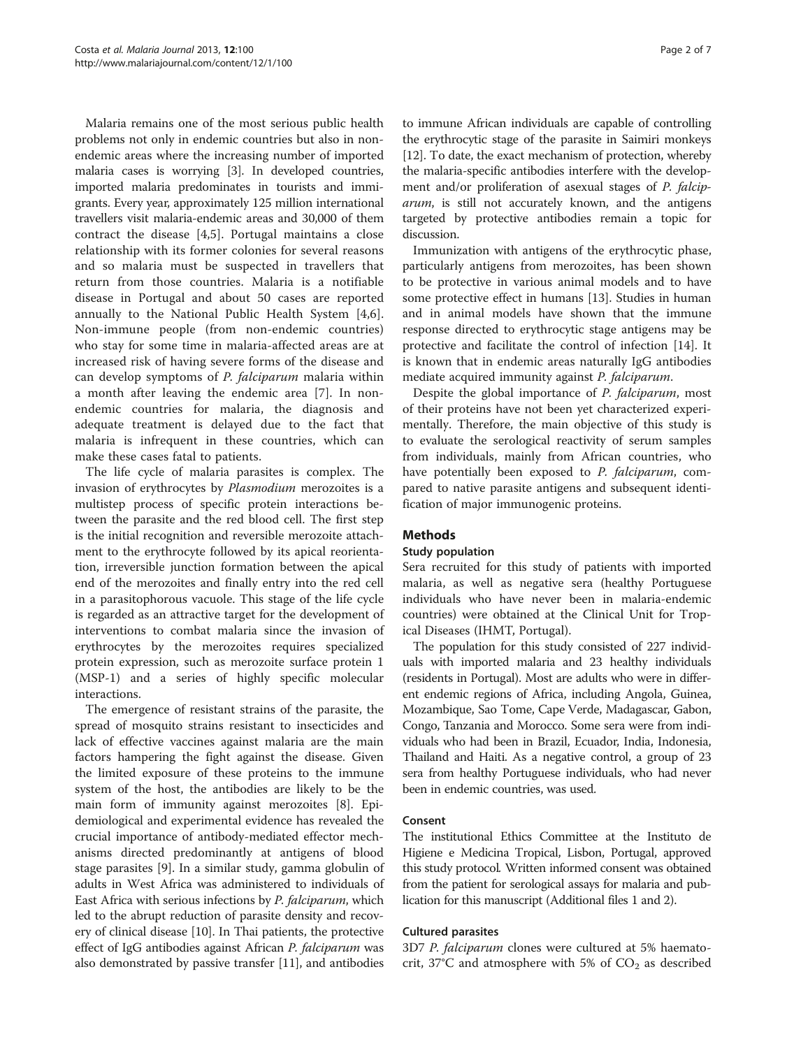Malaria remains one of the most serious public health problems not only in endemic countries but also in non-endemic areas where the increasing number of imported malaria cases is worrying [3]. In developed countries, imported malaria predominates in tourists and immigrants. Every year, approximately 125 million international travellers visit malaria-endemic areas and 30,000 of them contract the disease [4,5]. Portugal maintains a close relationship with its former colonies for several reasons and so malaria must be suspected in travellers that return from those countries. Malaria is a notifiable disease in Portugal and about 50 cases are reported annually to the National Public Health System [4,6]. Non-immune people (from non-endemic countries) who stay for some time in malaria-affected areas are at increased risk of having severe forms of the disease and can develop symptoms of *P. falciparum* malaria within a month after leaving the endemic area [7]. In non-endemic countries for malaria, the diagnosis and adequate treatment is delayed due to the fact that malaria is infrequent in these countries, which can make these cases fatal to patients.

The life cycle of malaria parasites is complex. The invasion of erythrocytes by *Plasmodium* merozoites is a multistep process of specific protein interactions between the parasite and the red blood cell. The first step is the initial recognition and reversible merozoite attachment to the erythrocyte followed by its apical reorientation, irreversible junction formation between the apical end of the merozoites and finally entry into the red cell in a parasitophorous vacuole. This stage of the life cycle is regarded as an attractive target for the development of interventions to combat malaria since the invasion of erythrocytes by the merozoites requires specialized protein expression, such as merozoite surface protein 1 (MSP-1) and a series of highly specific molecular interactions.

The emergence of resistant strains of the parasite, the spread of mosquito strains resistant to insecticides and lack of effective vaccines against malaria are the main factors hampering the fight against the disease. Given the limited exposure of these proteins to the immune system of the host, the antibodies are likely to be the main form of immunity against merozoites [8]. Epidemiological and experimental evidence has revealed the crucial importance of antibody-mediated effector mechanisms directed predominantly at antigens of blood stage parasites [9]. In a similar study, gamma globulin of adults in West Africa was administered to individuals of East Africa with serious infections by *P. falciparum*, which led to the abrupt reduction of parasite density and recovery of clinical disease [10]. In Thai patients, the protective effect of IgG antibodies against African *P. falciparum* was also demonstrated by passive transfer [11], and antibodies to immune African individuals are capable of controlling the erythrocytic stage of the parasite in Saimiri monkeys [12]. To date, the exact mechanism of protection, whereby the malaria-specific antibodies interfere with the development and/or proliferation of asexual stages of *P. falciparum*, is still not accurately known, and the antigens targeted by protective antibodies remain a topic for discussion.

Immunization with antigens of the erythrocytic phase, particularly antigens from merozoites, has been shown to be protective in various animal models and to have some protective effect in humans [13]. Studies in human and in animal models have shown that the immune response directed to erythrocytic stage antigens may be protective and facilitate the control of infection [14]. It is known that in endemic areas naturally IgG antibodies mediate acquired immunity against *P. falciparum*.

Despite the global importance of *P. falciparum*, most of their proteins have not been yet characterized experimentally. Therefore, the main objective of this study is to evaluate the serological reactivity of serum samples from individuals, mainly from African countries, who have potentially been exposed to *P. falciparum*, compared to native parasite antigens and subsequent identification of major immunogenic proteins.

## Methods

### Study population

Sera recruited for this study of patients with imported malaria, as well as negative sera (healthy Portuguese individuals who have never been in malaria-endemic countries) were obtained at the Clinical Unit for Tropical Diseases (IHMT, Portugal).

The population for this study consisted of 227 individuals with imported malaria and 23 healthy individuals (residents in Portugal). Most are adults who were in different endemic regions of Africa, including Angola, Guinea, Mozambique, Sao Tome, Cape Verde, Madagascar, Gabon, Congo, Tanzania and Morocco. Some sera were from individuals who had been in Brazil, Ecuador, India, Indonesia, Thailand and Haiti. As a negative control, a group of 23 sera from healthy Portuguese individuals, who had never been in endemic countries, was used.

### Consent

The institutional Ethics Committee at the Instituto de Higiene e Medicina Tropical, Lisbon, Portugal, approved this study protocol. Written informed consent was obtained from the patient for serological assays for malaria and publication for this manuscript (Additional files 1 and 2).

### Cultured parasites

3D7 *P. falciparum* clones were cultured at 5% haematocrit, 37°C and atmosphere with 5% of $CO_2$ as described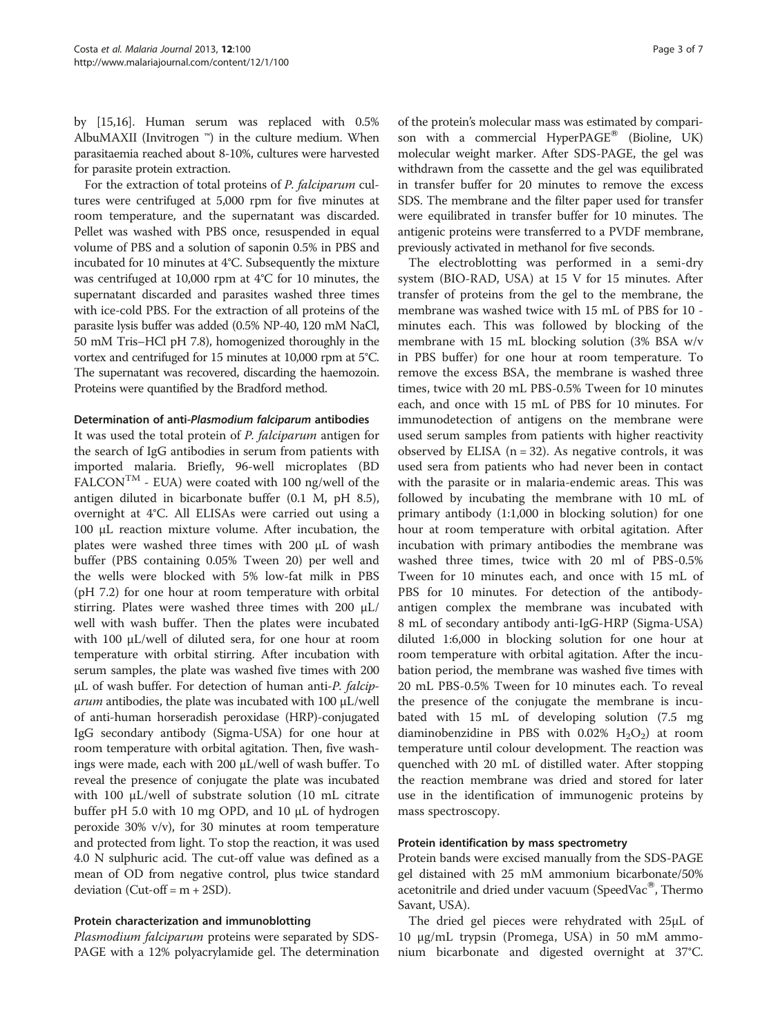by [15,16]. Human serum was replaced with 0.5% AlbuMAXII (Invitrogen ™) in the culture medium. When parasitaemia reached about 8-10%, cultures were harvested for parasite protein extraction.

For the extraction of total proteins of *P. falciparum* cultures were centrifuged at 5,000 rpm for five minutes at room temperature, and the supernatant was discarded. Pellet was washed with PBS once, resuspended in equal volume of PBS and a solution of saponin 0.5% in PBS and incubated for 10 minutes at 4°C. Subsequently the mixture was centrifuged at 10,000 rpm at 4°C for 10 minutes, the supernatant discarded and parasites washed three times with ice-cold PBS. For the extraction of all proteins of the parasite lysis buffer was added (0.5% NP-40, 120 mM NaCl, 50 mM Tris–HCl pH 7.8), homogenized thoroughly in the vortex and centrifuged for 15 minutes at 10,000 rpm at 5°C. The supernatant was recovered, discarding the haemozoin. Proteins were quantified by the Bradford method.

### Determination of anti-*Plasmodium falciparum* antibodies

It was used the total protein of *P. falciparum* antigen for the search of IgG antibodies in serum from patients with imported malaria. Briefly, 96-well microplates (BD FALCON$^{TM}$ - EUA) were coated with 100 ng/well of the antigen diluted in bicarbonate buffer (0.1 M, pH 8.5), overnight at 4°C. All ELISAs were carried out using a 100 μL reaction mixture volume. After incubation, the plates were washed three times with 200 μL of wash buffer (PBS containing 0.05% Tween 20) per well and the wells were blocked with 5% low-fat milk in PBS (pH 7.2) for one hour at room temperature with orbital stirring. Plates were washed three times with 200 μL/well with wash buffer. Then the plates were incubated with 100 μL/well of diluted sera, for one hour at room temperature with orbital stirring. After incubation with serum samples, the plate was washed five times with 200 μL of wash buffer. For detection of human anti-*P. falciparum* antibodies, the plate was incubated with 100 μL/well of anti-human horseradish peroxidase (HRP)-conjugated IgG secondary antibody (Sigma-USA) for one hour at room temperature with orbital agitation. Then, five washings were made, each with 200 μL/well of wash buffer. To reveal the presence of conjugate the plate was incubated with 100 μL/well of substrate solution (10 mL citrate buffer pH 5.0 with 10 mg OPD, and 10 μL of hydrogen peroxide 30% v/v), for 30 minutes at room temperature and protected from light. To stop the reaction, it was used 4.0 N sulphuric acid. The cut-off value was defined as a mean of OD from negative control, plus twice standard deviation (Cut-off = m + 2SD).

### Protein characterization and immunoblotting

*Plasmodium falciparum* proteins were separated by SDS-PAGE with a 12% polyacrylamide gel. The determination of the protein's molecular mass was estimated by comparison with a commercial HyperPAGE® (Bioline, UK) molecular weight marker. After SDS-PAGE, the gel was withdrawn from the cassette and the gel was equilibrated in transfer buffer for 20 minutes to remove the excess SDS. The membrane and the filter paper used for transfer were equilibrated in transfer buffer for 10 minutes. The antigenic proteins were transferred to a PVDF membrane, previously activated in methanol for five seconds.

The electroblotting was performed in a semi-dry system (BIO-RAD, USA) at 15 V for 15 minutes. After transfer of proteins from the gel to the membrane, the membrane was washed twice with 15 mL of PBS for 10 -minutes each. This was followed by blocking of the membrane with 15 mL blocking solution (3% BSA w/v in PBS buffer) for one hour at room temperature. To remove the excess BSA, the membrane is washed three times, twice with 20 mL PBS-0.5% Tween for 10 minutes each, and once with 15 mL of PBS for 10 minutes. For immunodetection of antigens on the membrane were used serum samples from patients with higher reactivity observed by ELISA (n = 32). As negative controls, it was used sera from patients who had never been in contact with the parasite or in malaria-endemic areas. This was followed by incubating the membrane with 10 mL of primary antibody (1:1,000 in blocking solution) for one hour at room temperature with orbital agitation. After incubation with primary antibodies the membrane was washed three times, twice with 20 ml of PBS-0.5% Tween for 10 minutes each, and once with 15 mL of PBS for 10 minutes. For detection of the antibody-antigen complex the membrane was incubated with 8 mL of secondary antibody anti-IgG-HRP (Sigma-USA) diluted 1:6,000 in blocking solution for one hour at room temperature with orbital agitation. After the incubation period, the membrane was washed five times with 20 mL PBS-0.5% Tween for 10 minutes each. To reveal the presence of the conjugate the membrane is incubated with 15 mL of developing solution (7.5 mg diaminobenzidine in PBS with 0.02% $H_2O_2$) at room temperature until colour development. The reaction was quenched with 20 mL of distilled water. After stopping the reaction membrane was dried and stored for later use in the identification of immunogenic proteins by mass spectroscopy.

### Protein identification by mass spectrometry

Protein bands were excised manually from the SDS-PAGE gel distained with 25 mM ammonium bicarbonate/50% acetonitrile and dried under vacuum (SpeedVac®, Thermo Savant, USA).

The dried gel pieces were rehydrated with 25μL of 10 μg/mL trypsin (Promega, USA) in 50 mM ammonium bicarbonate and digested overnight at 37°C.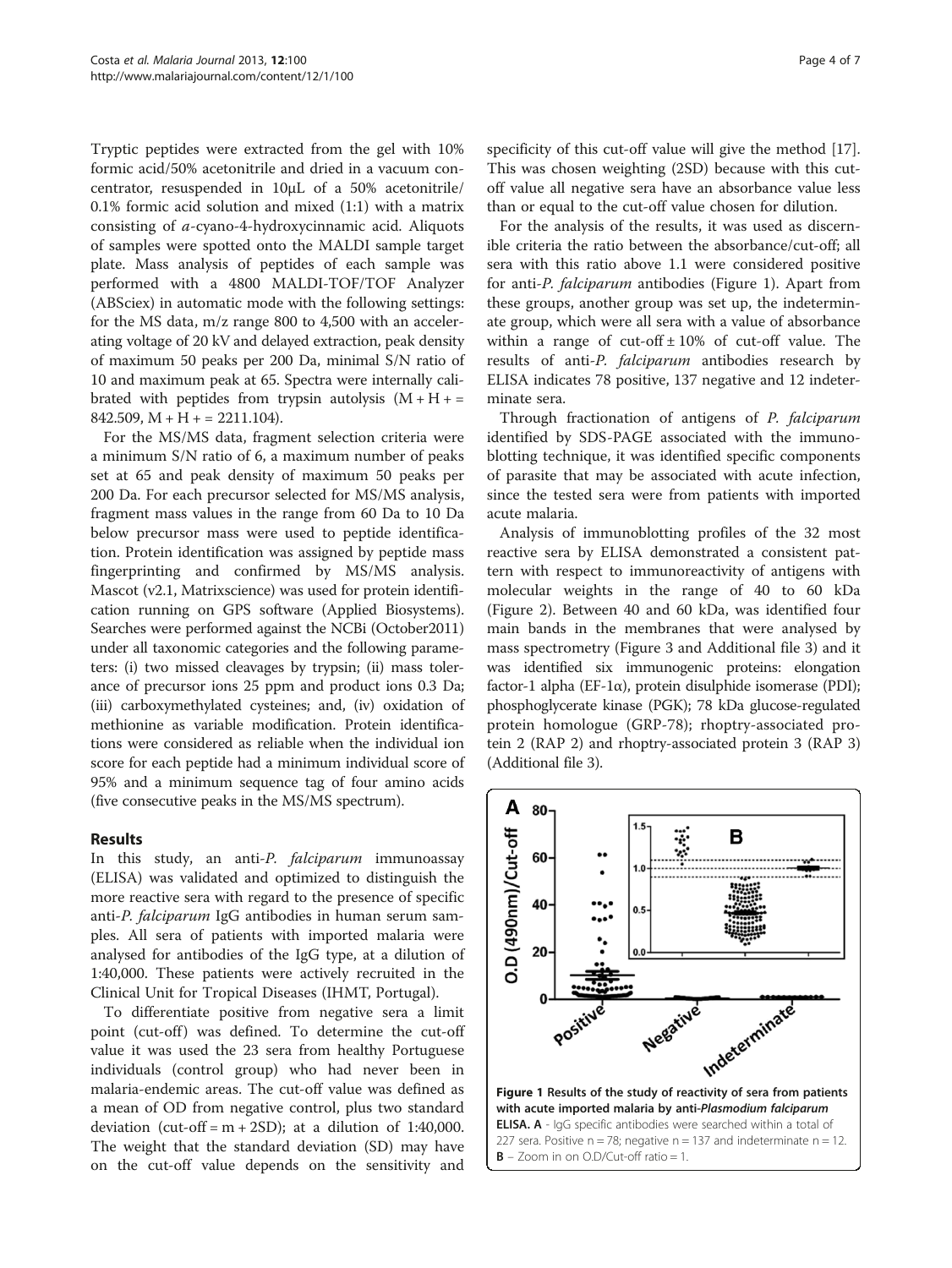Tryptic peptides were extracted from the gel with 10% formic acid/50% acetonitrile and dried in a vacuum concentrator, resuspended in 10μL of a 50% acetonitrile/ 0.1% formic acid solution and mixed (1:1) with a matrix consisting of *a*-cyano-4-hydroxycinnamic acid. Aliquots of samples were spotted onto the MALDI sample target plate. Mass analysis of peptides of each sample was performed with a 4800 MALDI-TOF/TOF Analyzer (ABSciex) in automatic mode with the following settings: for the MS data, m/z range 800 to 4,500 with an accelerating voltage of 20 kV and delayed extraction, peak density of maximum 50 peaks per 200 Da, minimal S/N ratio of 10 and maximum peak at 65. Spectra were internally calibrated with peptides from trypsin autolysis (M + H + = 842.509, M + H + = 2211.104).

For the MS/MS data, fragment selection criteria were a minimum S/N ratio of 6, a maximum number of peaks set at 65 and peak density of maximum 50 peaks per 200 Da. For each precursor selected for MS/MS analysis, fragment mass values in the range from 60 Da to 10 Da below precursor mass were used to peptide identification. Protein identification was assigned by peptide mass fingerprinting and confirmed by MS/MS analysis. Mascot (v2.1, Matrixscience) was used for protein identification running on GPS software (Applied Biosystems). Searches were performed against the NCBi (October2011) under all taxonomic categories and the following parameters: (i) two missed cleavages by trypsin; (ii) mass tolerance of precursor ions 25 ppm and product ions 0.3 Da; (iii) carboxymethylated cysteines; and, (iv) oxidation of methionine as variable modification. Protein identifications were considered as reliable when the individual ion score for each peptide had a minimum individual score of 95% and a minimum sequence tag of four amino acids (five consecutive peaks in the MS/MS spectrum).

## Results

In this study, an anti-*P. falciparum* immunoassay (ELISA) was validated and optimized to distinguish the more reactive sera with regard to the presence of specific anti-*P. falciparum* IgG antibodies in human serum samples. All sera of patients with imported malaria were analysed for antibodies of the IgG type, at a dilution of 1:40,000. These patients were actively recruited in the Clinical Unit for Tropical Diseases (IHMT, Portugal).

To differentiate positive from negative sera a limit point (cut-off) was defined. To determine the cut-off value it was used the 23 sera from healthy Portuguese individuals (control group) who had never been in malaria-endemic areas. The cut-off value was defined as a mean of OD from negative control, plus two standard deviation (cut-off = m + 2SD); at a dilution of 1:40,000. The weight that the standard deviation (SD) may have on the cut-off value depends on the sensitivity and specificity of this cut-off value will give the method [17]. This was chosen weighting (2SD) because with this cut-off value all negative sera have an absorbance value less than or equal to the cut-off value chosen for dilution.

For the analysis of the results, it was used as discernible criteria the ratio between the absorbance/cut-off; all sera with this ratio above 1.1 were considered positive for anti-*P. falciparum* antibodies (Figure 1). Apart from these groups, another group was set up, the indeterminate group, which were all sera with a value of absorbance within a range of cut-off ± 10% of cut-off value. The results of anti-*P. falciparum* antibodies research by ELISA indicates 78 positive, 137 negative and 12 indeterminate sera.

Through fractionation of antigens of *P. falciparum* identified by SDS-PAGE associated with the immunoblotting technique, it was identified specific components of parasite that may be associated with acute infection, since the tested sera were from patients with imported acute malaria.

Analysis of immunoblotting profiles of the 32 most reactive sera by ELISA demonstrated a consistent pattern with respect to immunoreactivity of antigens with molecular weights in the range of 40 to 60 kDa (Figure 2). Between 40 and 60 kDa, was identified four main bands in the membranes that were analysed by mass spectrometry (Figure 3 and Additional file 3) and it was identified six immunogenic proteins: elongation factor-1 alpha (EF-1α), protein disulphide isomerase (PDI); phosphoglycerate kinase (PGK); 78 kDa glucose-regulated protein homologue (GRP-78); rhoptry-associated protein 2 (RAP 2) and rhoptry-associated protein 3 (RAP 3) (Additional file 3).

**Figure 1 Results of the study of reactivity of sera from patients with acute imported malaria by anti-*Plasmodium falciparum* ELISA.** **A** - IgG specific antibodies were searched within a total of 227 sera. Positive n = 78; negative n = 137 and indeterminate n = 12. **B** – Zoom in on O.D/Cut-off ratio = 1.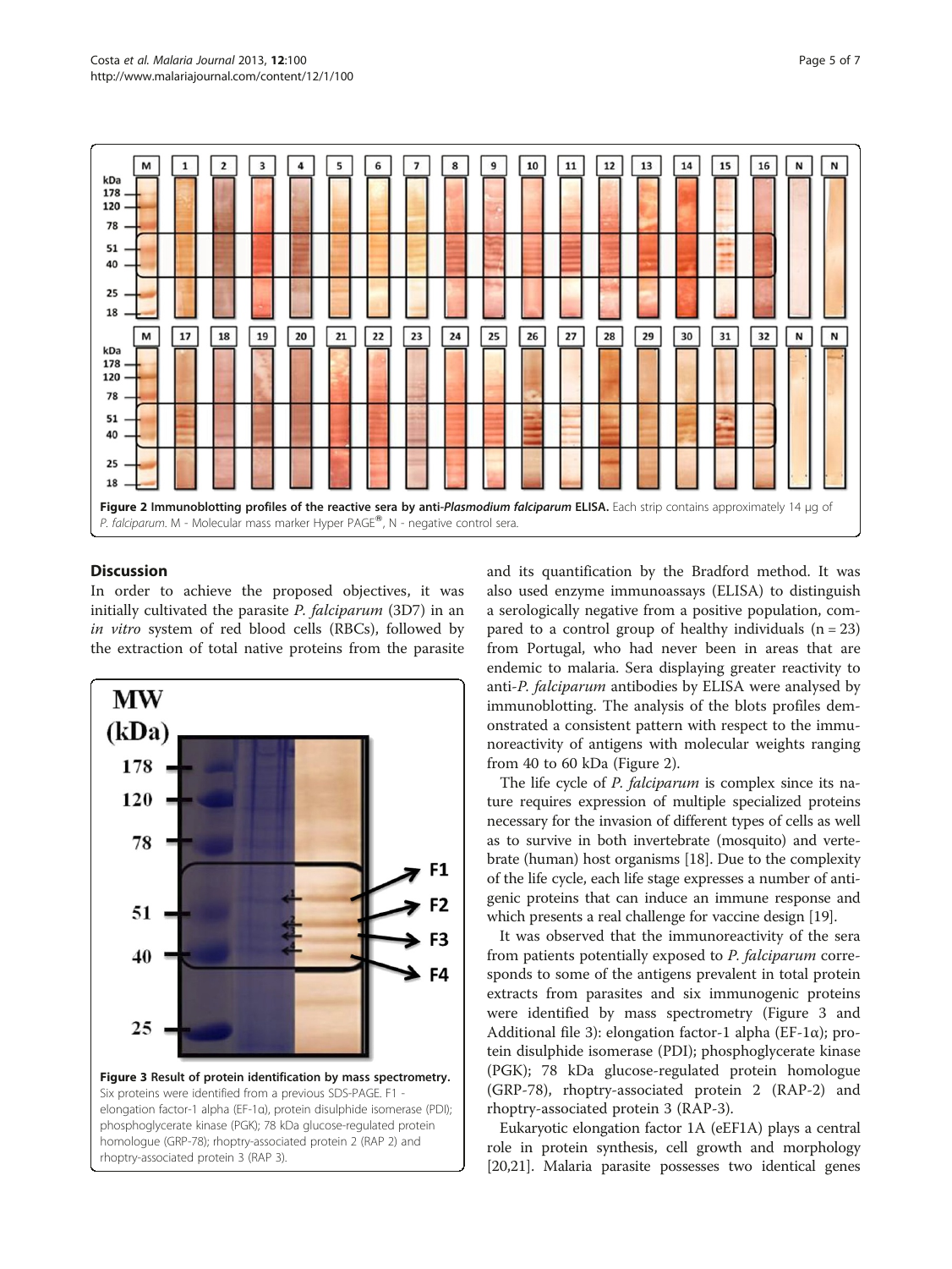Figure 2 Immunoblotting profiles of the reactive sera by anti-*Plasmodium falciparum* ELISA. Each strip contains approximately 14 μg of *P. falciparum*. M - Molecular mass marker Hyper PAGE®, N - negative control sera.

## Discussion

In order to achieve the proposed objectives, it was initially cultivated the parasite *P. falciparum* (3D7) in an *in vitro* system of red blood cells (RBCs), followed by the extraction of total native proteins from the parasite and its quantification by the Bradford method. It was also used enzyme immunoassays (ELISA) to distinguish a serologically negative from a positive population, compared to a control group of healthy individuals (n = 23) from Portugal, who had never been in areas that are endemic to malaria. Sera displaying greater reactivity to anti-*P. falciparum* antibodies by ELISA were analysed by immunoblotting. The analysis of the blots profiles demonstrated a consistent pattern with respect to the immunoreactivity of antigens with molecular weights ranging from 40 to 60 kDa (Figure 2).

Figure 3 Result of protein identification by mass spectrometry. Six proteins were identified from a previous SDS-PAGE. F1 - elongation factor-1 alpha (EF-1α), protein disulphide isomerase (PDI); phosphoglycerate kinase (PGK); 78 kDa glucose-regulated protein homologue (GRP-78); rhoptry-associated protein 2 (RAP 2) and rhoptry-associated protein 3 (RAP 3).

The life cycle of *P. falciparum* is complex since its nature requires expression of multiple specialized proteins necessary for the invasion of different types of cells as well as to survive in both invertebrate (mosquito) and vertebrate (human) host organisms [18]. Due to the complexity of the life cycle, each life stage expresses a number of antigenic proteins that can induce an immune response and which presents a real challenge for vaccine design [19].

It was observed that the immunoreactivity of the sera from patients potentially exposed to *P. falciparum* corresponds to some of the antigens prevalent in total protein extracts from parasites and six immunogenic proteins were identified by mass spectrometry (Figure 3 and Additional file 3): elongation factor-1 alpha (EF-1α); protein disulphide isomerase (PDI); phosphoglycerate kinase (PGK); 78 kDa glucose-regulated protein homologue (GRP-78), rhoptry-associated protein 2 (RAP-2) and rhoptry-associated protein 3 (RAP-3).

Eukaryotic elongation factor 1A (eEF1A) plays a central role in protein synthesis, cell growth and morphology [20,21]. Malaria parasite possesses two identical genes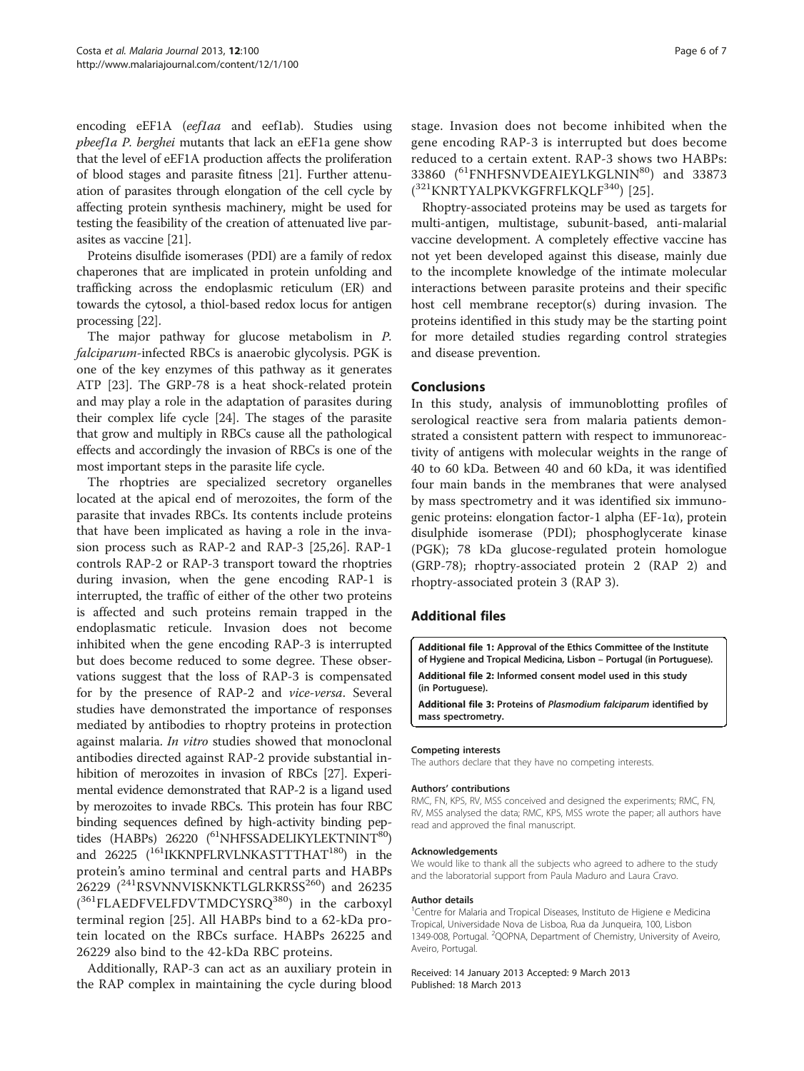encoding eEF1A (*eef1aa* and eef1ab). Studies using *pbeef1a P. berghei* mutants that lack an eEF1a gene show that the level of eEF1A production affects the proliferation of blood stages and parasite fitness [21]. Further attenuation of parasites through elongation of the cell cycle by affecting protein synthesis machinery, might be used for testing the feasibility of the creation of attenuated live parasites as vaccine [21].

Proteins disulfide isomerases (PDI) are a family of redox chaperones that are implicated in protein unfolding and trafficking across the endoplasmic reticulum (ER) and towards the cytosol, a thiol-based redox locus for antigen processing [22].

The major pathway for glucose metabolism in *P. falciparum*-infected RBCs is anaerobic glycolysis. PGK is one of the key enzymes of this pathway as it generates ATP [23]. The GRP-78 is a heat shock-related protein and may play a role in the adaptation of parasites during their complex life cycle [24]. The stages of the parasite that grow and multiply in RBCs cause all the pathological effects and accordingly the invasion of RBCs is one of the most important steps in the parasite life cycle.

The rhoptries are specialized secretory organelles located at the apical end of merozoites, the form of the parasite that invades RBCs. Its contents include proteins that have been implicated as having a role in the invasion process such as RAP-2 and RAP-3 [25,26]. RAP-1 controls RAP-2 or RAP-3 transport toward the rhoptries during invasion, when the gene encoding RAP-1 is interrupted, the traffic of either of the other two proteins is affected and such proteins remain trapped in the endoplasmatic reticule. Invasion does not become inhibited when the gene encoding RAP-3 is interrupted but does become reduced to some degree. These observations suggest that the loss of RAP-3 is compensated for by the presence of RAP-2 and *vice-versa*. Several studies have demonstrated the importance of responses mediated by antibodies to rhoptry proteins in protection against malaria. *In vitro* studies showed that monoclonal antibodies directed against RAP-2 provide substantial inhibition of merozoites in invasion of RBCs [27]. Experimental evidence demonstrated that RAP-2 is a ligand used by merozoites to invade RBCs. This protein has four RBC binding sequences defined by high-activity binding peptides (HABPs) 26220 ($^{61}$NHFSSADELIKYLEKTNINT$^{80}$) and 26225 ($^{161}$IKKNPFLRVLNKASTTTHAT$^{180}$) in the protein's amino terminal and central parts and HABPs 26229 ($^{241}$RSVNNVISKNKTLGLRKRSS$^{260}$) and 26235 ($^{361}$FLAEDFVELFDVTMDCYSRQ$^{380}$) in the carboxyl terminal region [25]. All HABPs bind to a 62-kDa protein located on the RBCs surface. HABPs 26225 and 26229 also bind to the 42-kDa RBC proteins.

Additionally, RAP-3 can act as an auxiliary protein in the RAP complex in maintaining the cycle during blood stage. Invasion does not become inhibited when the gene encoding RAP-3 is interrupted but does become reduced to a certain extent. RAP-3 shows two HABPs: 33860 ($^{61}$FNHFSNVDEAIEYLKGLNIN$^{80}$) and 33873 ($^{321}$KNRTYALPKVKGFRFLKQLF$^{340}$) [25].

Rhoptry-associated proteins may be used as targets for multi-antigen, multistage, subunit-based, anti-malarial vaccine development. A completely effective vaccine has not yet been developed against this disease, mainly due to the incomplete knowledge of the intimate molecular interactions between parasite proteins and their specific host cell membrane receptor(s) during invasion. The proteins identified in this study may be the starting point for more detailed studies regarding control strategies and disease prevention.

## Conclusions

In this study, analysis of immunoblotting profiles of serological reactive sera from malaria patients demonstrated a consistent pattern with respect to immunoreactivity of antigens with molecular weights in the range of 40 to 60 kDa. Between 40 and 60 kDa, it was identified four main bands in the membranes that were analysed by mass spectrometry and it was identified six immunogenic proteins: elongation factor-1 alpha (EF-1α), protein disulphide isomerase (PDI); phosphoglycerate kinase (PGK); 78 kDa glucose-regulated protein homologue (GRP-78); rhoptry-associated protein 2 (RAP 2) and rhoptry-associated protein 3 (RAP 3).

## Additional files

**Additional file 1: Approval of the Ethics Committee of the Institute of Hygiene and Tropical Medicina, Lisbon – Portugal (in Portuguese).**

**Additional file 2: Informed consent model used in this study (in Portuguese).**

**Additional file 3: Proteins of *Plasmodium falciparum* identified by mass spectrometry.**

#### Competing interests

The authors declare that they have no competing interests.

#### Authors' contributions

RMC, FN, KPS, RV, MSS conceived and designed the experiments; RMC, FN, RV, MSS analysed the data; RMC, KPS, MSS wrote the paper; all authors have read and approved the final manuscript.

#### Acknowledgements

We would like to thank all the subjects who agreed to adhere to the study and the laboratorial support from Paula Maduro and Laura Cravo.

#### Author details

[1]Centre for Malaria and Tropical Diseases, Instituto de Higiene e Medicina Tropical, Universidade Nova de Lisboa, Rua da Junqueira, 100, Lisbon 1349-008, Portugal. [2]QOPNA, Department of Chemistry, University of Aveiro, Aveiro, Portugal.

Received: 14 January 2013 Accepted: 9 March 2013
Published: 18 March 2013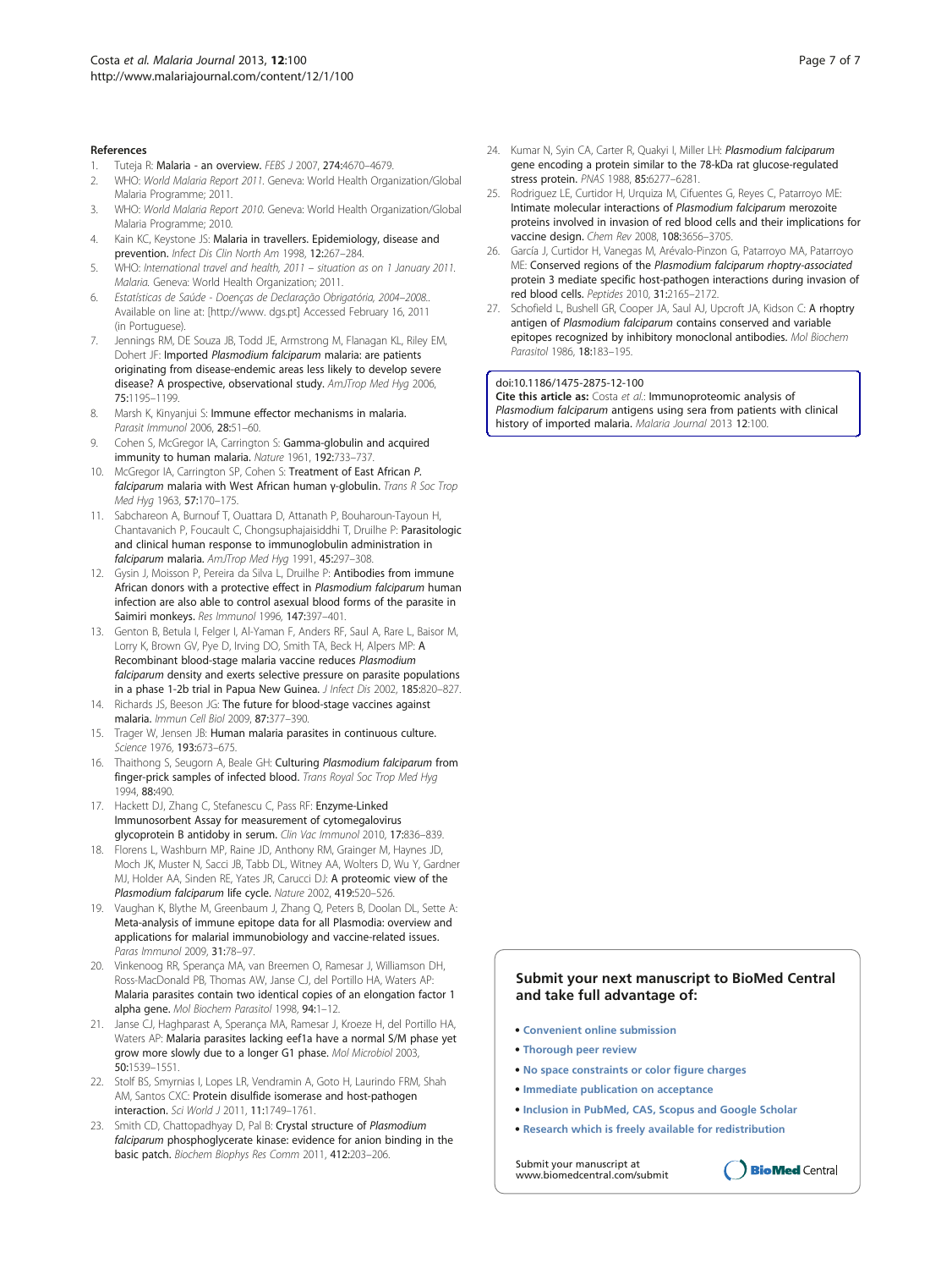## References

1. Tuteja R: **Malaria - an overview.** *FEBS J* 2007, **274:**4670–4679.
2. WHO: *World Malaria Report 2011.* Geneva: World Health Organization/Global Malaria Programme; 2011.
3. WHO: *World Malaria Report 2010.* Geneva: World Health Organization/Global Malaria Programme; 2010.
4. Kain KC, Keystone JS: **Malaria in travellers. Epidemiology, disease and prevention.** *Infect Dis Clin North Am* 1998, **12:**267–284.
5. WHO: *International travel and health, 2011 – situation as on 1 January 2011. Malaria.* Geneva: World Health Organization; 2011.
6. *Estatísticas de Saúde - Doenças de Declaração Obrigatória, 2004–2008.*. Available on line at: [http://www. dgs.pt] Accessed February 16, 2011 (in Portuguese).
7. Jennings RM, DE Souza JB, Todd JE, Armstrong M, Flanagan KL, Riley EM, Doherty JF: **Imported *Plasmodium falciparum* malaria: are patients originating from disease-endemic areas less likely to develop severe disease? A prospective, observational study.** *AmJTrop Med Hyg* 2006, **75:**1195–1199.
8. Marsh K, Kinyanjui S: **Immune effector mechanisms in malaria.** *Parasit Immunol* 2006, **28:**51–60.
9. Cohen S, McGregor IA, Carrington S: **Gamma-globulin and acquired immunity to human malaria.** *Nature* 1961, **192:**733–737.
10. McGregor IA, Carrington SP, Cohen S: **Treatment of East African *P. falciparum* malaria with West African human γ-globulin.** *Trans R Soc Trop Med Hyg* 1963, **57:**170–175.
11. Sabchareon A, Burnouf T, Ouattara D, Attanath P, Bouharoun-Tayoun H, Chantavanich P, Foucault C, Chongsuphajaisiddhi T, Druilhe P: **Parasitologic and clinical human response to immunoglobulin administration in *falciparum* malaria.** *AmJTrop Med Hyg* 1991, **45:**297–308.
12. Gysin J, Moisson P, Pereira da Silva L, Druilhe P: **Antibodies from immune African donors with a protective effect in *Plasmodium falciparum* human infection are also able to control asexual blood forms of the parasite in Saimiri monkeys.** *Res Immunol* 1996, **147:**397–401.
13. Genton B, Betula I, Felger I, Al-Yaman F, Anders RF, Saul A, Rare L, Baisor M, Lorry K, Brown GV, Pye D, Irving DO, Smith TA, Beck H, Alpers MP: **A Recombinant blood-stage malaria vaccine reduces *Plasmodium falciparum* density and exerts selective pressure on parasite populations in a phase 1-2b trial in Papua New Guinea.** *J Infect Dis* 2002, **185:**820–827.
14. Richards JS, Beeson JG: **The future for blood-stage vaccines against malaria.** *Immun Cell Biol* 2009, **87:**377–390.
15. Trager W, Jensen JB: **Human malaria parasites in continuous culture.** *Science* 1976, **193:**673–675.
16. Thaithong S, Seugorn A, Beale GH: **Culturing *Plasmodium falciparum* from finger-prick samples of infected blood.** *Trans Royal Soc Trop Med Hyg* 1994, **88:**490.
17. Hackett DJ, Zhang C, Stefanescu C, Pass RF: **Enzyme-Linked Immunosorbent Assay for measurement of cytomegalovirus glycoprotein B antidoby in serum.** *Clin Vac Immunol* 2010, **17:**836–839.
18. Florens L, Washburn MP, Raine JD, Anthony RM, Grainger M, Haynes JD, Moch JK, Muster N, Sacci JB, Tabb DL, Witney AA, Wolters D, Wu Y, Gardner MJ, Holder AA, Sinden RE, Yates JR, Carucci DJ: **A proteomic view of the *Plasmodium falciparum* life cycle.** *Nature* 2002, **419:**520–526.
19. Vaughan K, Blythe M, Greenbaum J, Zhang Q, Peters B, Doolan DL, Sette A: **Meta-analysis of immune epitope data for all Plasmodia: overview and applications for malarial immunobiology and vaccine-related issues.** *Paras Immunol* 2009, **31:**78–97.
20. Vinkenoog RR, Sperança MA, van Breemen O, Ramesar J, Williamson DH, Ross-MacDonald PB, Thomas AW, Janse CJ, del Portillo HA, Waters AP: **Malaria parasites contain two identical copies of an elongation factor 1 alpha gene.** *Mol Biochem Parasitol* 1998, **94:**1–12.
21. Janse CJ, Haghparast A, Sperança MA, Ramesar J, Kroeze H, del Portillo HA, Waters AP: **Malaria parasites lacking eef1a have a normal S/M phase yet grow more slowly due to a longer G1 phase.** *Mol Microbiol* 2003, **50:**1539–1551.
22. Stolf BS, Smyrnias I, Lopes LR, Vendramin A, Goto H, Laurindo FRM, Shah AM, Santos CXC: **Protein disulfide isomerase and host-pathogen interaction.** *Sci World J* 2011, **11:**1749–1761.
23. Smith CD, Chattopadhyay D, Pal B: **Crystal structure of *Plasmodium falciparum* phosphoglycerate kinase: evidence for anion binding in the basic patch.** *Biochem Biophys Res Comm* 2011, **412:**203–206.
24. Kumar N, Syin CA, Carter R, Quakyi I, Miller LH: ***Plasmodium falciparum* gene encoding a protein similar to the 78-kDa rat glucose-regulated stress protein.** *PNAS* 1988, **85:**6277–6281.
25. Rodriguez LE, Curtidor H, Urquiza M, Cifuentes G, Reyes C, Patarroyo ME: **Intimate molecular interactions of *Plasmodium falciparum* merozoite proteins involved in invasion of red blood cells and their implications for vaccine design.** *Chem Rev* 2008, **108:**3656–3705.
26. García J, Curtidor H, Vanegas M, Arévalo-Pinzon G, Patarroyo MA, Patarroyo ME: **Conserved regions of the *Plasmodium falciparum rhoptry-associated* protein 3 mediate specific host-pathogen interactions during invasion of red blood cells.** *Peptides* 2010, **31:**2165–2172.
27. Schofield L, Bushell GR, Cooper JA, Saul AJ, Upcroft JA, Kidson C: **A rhoptry antigen of *Plasmodium falciparum* contains conserved and variable epitopes recognized by inhibitory monoclonal antibodies.** *Mol Biochem Parasitol* 1986, **18:**183–195.

doi:10.1186/1475-2875-12-100
**Cite this article as:** Costa *et al.*: Immunoproteomic analysis of *Plasmodium falciparum* antigens using sera from patients with clinical history of imported malaria. *Malaria Journal* 2013 12:100.

**Submit your next manuscript to BioMed Central and take full advantage of:**

- **Convenient online submission**
- **Thorough peer review**
- **No space constraints or color figure charges**
- **Immediate publication on acceptance**
- **Inclusion in PubMed, CAS, Scopus and Google Scholar**
- **Research which is freely available for redistribution**

Submit your manuscript at
www.biomedcentral.com/submit

BioMed Central